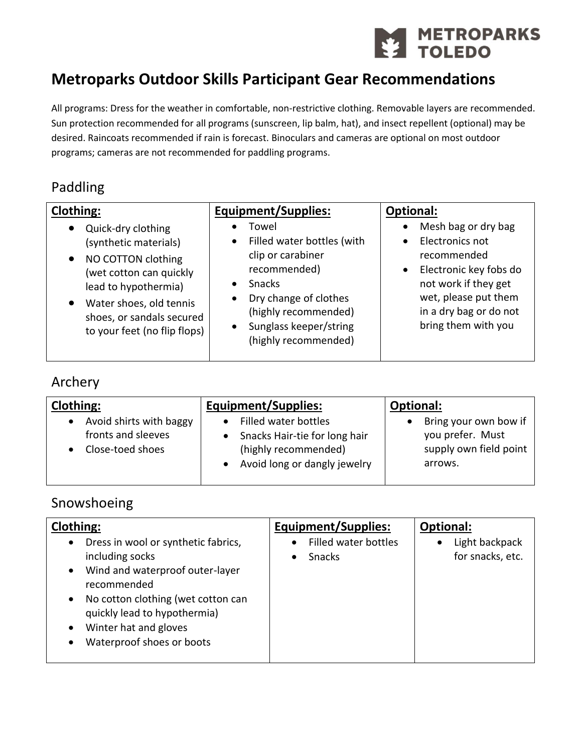# Metroparks Outdoor Skills Participant Gear Recommendations

All programs: Dress for the weather in comfortable, non-restrictive clothing. Removable layers are recommended. Sun protection recommended for all programs (sunscreen, lip balm, hat), and insect repellent (optional) may be desired. Raincoats recommended if rain is forecast. Binoculars and cameras are optional on most outdoor programs; cameras are not recommended for paddling programs.

## Paddling

| **Clothing:** | **Equipment/Supplies:** | **Optional:** |
| --- | --- | --- |
| • Quick-dry clothing (synthetic materials)<br>• NO COTTON clothing (wet cotton can quickly lead to hypothermia)<br>• Water shoes, old tennis shoes, or sandals secured to your feet (no flip flops) | • Towel<br>• Filled water bottles (with clip or carabiner recommended)<br>• Snacks<br>• Dry change of clothes (highly recommended)<br>• Sunglass keeper/string (highly recommended) | • Mesh bag or dry bag<br>• Electronics not recommended<br>• Electronic key fobs do not work if they get wet, please put them in a dry bag or do not bring them with you |

## Archery

| **Clothing:** | **Equipment/Supplies:** | **Optional:** |
| --- | --- | --- |
| • Avoid shirts with baggy fronts and sleeves<br>• Close-toed shoes | • Filled water bottles<br>• Snacks Hair-tie for long hair (highly recommended)<br>• Avoid long or dangly jewelry | • Bring your own bow if you prefer. Must supply own field point arrows. |

## Snowshoeing

| **Clothing:** | **Equipment/Supplies:** | **Optional:** |
| --- | --- | --- |
| • Dress in wool or synthetic fabrics, including socks<br>• Wind and waterproof outer-layer recommended<br>• No cotton clothing (wet cotton can quickly lead to hypothermia)<br>• Winter hat and gloves<br>• Waterproof shoes or boots | • Filled water bottles<br>• Snacks | • Light backpack for snacks, etc. |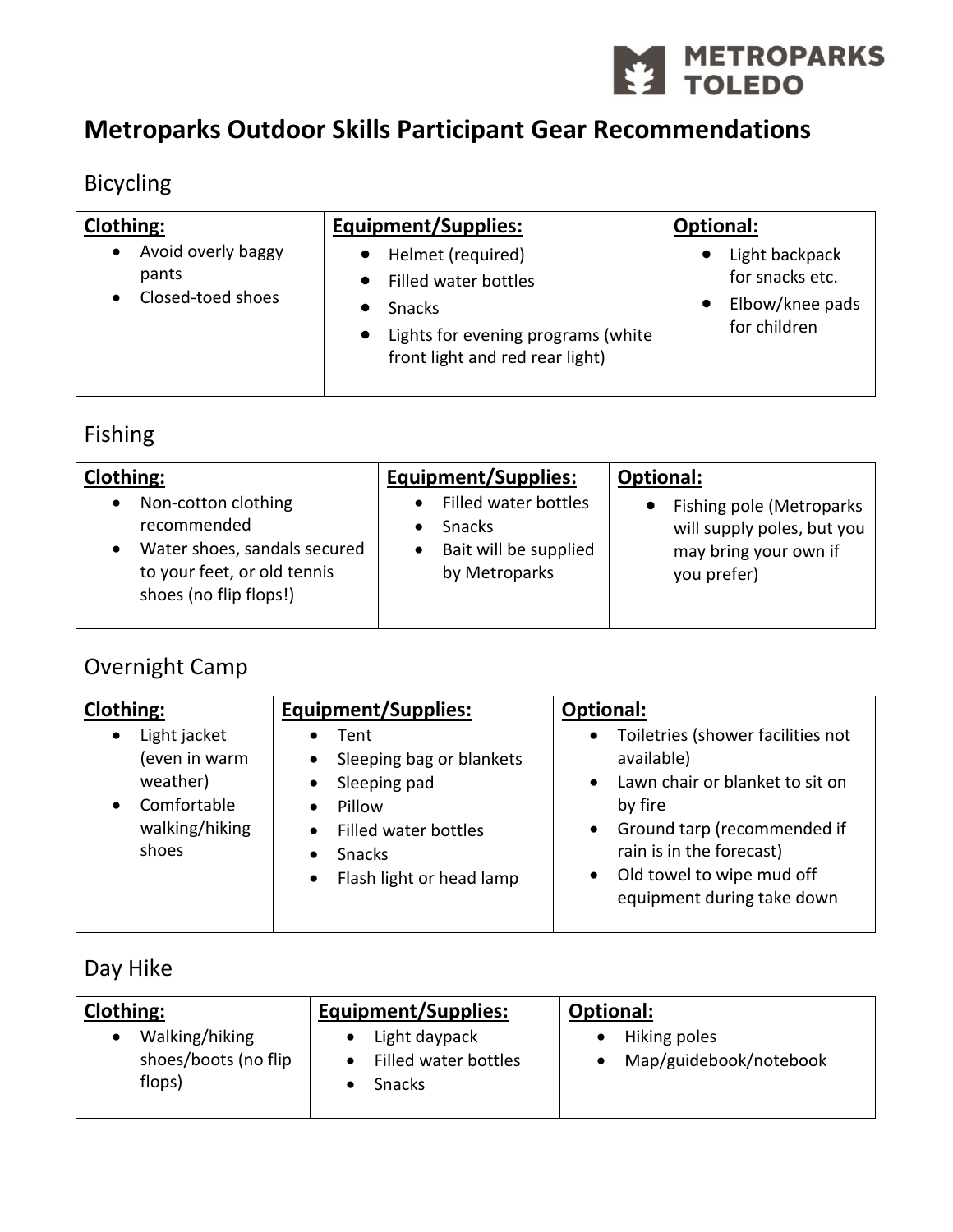# Metroparks Outdoor Skills Participant Gear Recommendations

## Bicycling

| Clothing: | Equipment/Supplies: | Optional: |
|---|---|---|
| • Avoid overly baggy pants<br>• Closed-toed shoes | • Helmet (required)<br>• Filled water bottles<br>• Snacks<br>• Lights for evening programs (white front light and red rear light) | • Light backpack for snacks etc.<br>• Elbow/knee pads for children |

## Fishing

| Clothing: | Equipment/Supplies: | Optional: |
|---|---|---|
| • Non-cotton clothing recommended<br>• Water shoes, sandals secured to your feet, or old tennis shoes (no flip flops!) | • Filled water bottles<br>• Snacks<br>• Bait will be supplied by Metroparks | • Fishing pole (Metroparks will supply poles, but you may bring your own if you prefer) |

## Overnight Camp

| Clothing: | Equipment/Supplies: | Optional: |
|---|---|---|
| • Light jacket (even in warm weather)<br>• Comfortable walking/hiking shoes | • Tent<br>• Sleeping bag or blankets<br>• Sleeping pad<br>• Pillow<br>• Filled water bottles<br>• Snacks<br>• Flash light or head lamp | • Toiletries (shower facilities not available)<br>• Lawn chair or blanket to sit on by fire<br>• Ground tarp (recommended if rain is in the forecast)<br>• Old towel to wipe mud off equipment during take down |

## Day Hike

| Clothing: | Equipment/Supplies: | Optional: |
|---|---|---|
| • Walking/hiking shoes/boots (no flip flops) | • Light daypack<br>• Filled water bottles<br>• Snacks | • Hiking poles<br>• Map/guidebook/notebook |